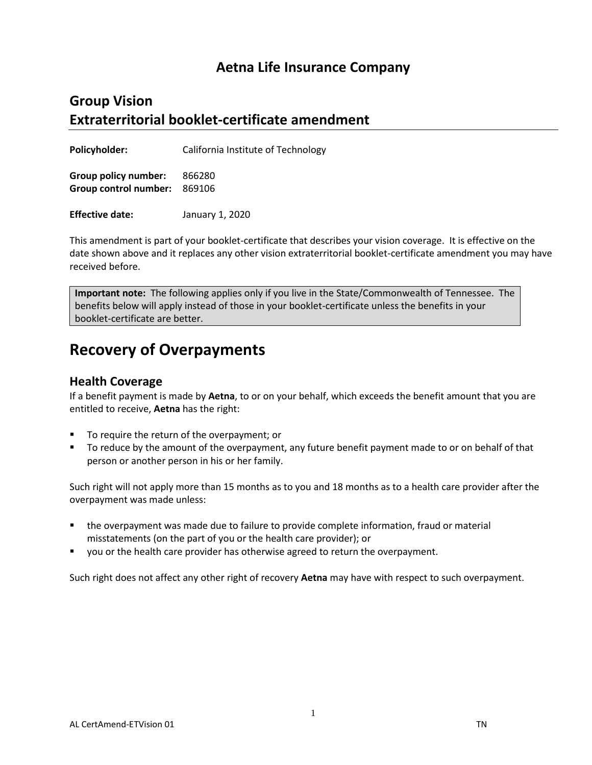# Aetna Life Insurance Company

## Group Vision
## Extraterritorial booklet-certificate amendment

**Policyholder:** California Institute of Technology

**Group policy number:** 866280
**Group control number:** 869106

**Effective date:** January 1, 2020

This amendment is part of your booklet-certificate that describes your vision coverage. It is effective on the date shown above and it replaces any other vision extraterritorial booklet-certificate amendment you may have received before.

**Important note:** The following applies only if you live in the State/Commonwealth of Tennessee. The benefits below will apply instead of those in your booklet-certificate unless the benefits in your booklet-certificate are better.

# Recovery of Overpayments

### Health Coverage

If a benefit payment is made by **Aetna**, to or on your behalf, which exceeds the benefit amount that you are entitled to receive, **Aetna** has the right:

- To require the return of the overpayment; or
- To reduce by the amount of the overpayment, any future benefit payment made to or on behalf of that person or another person in his or her family.

Such right will not apply more than 15 months as to you and 18 months as to a health care provider after the overpayment was made unless:

- the overpayment was made due to failure to provide complete information, fraud or material misstatements (on the part of you or the health care provider); or
- you or the health care provider has otherwise agreed to return the overpayment.

Such right does not affect any other right of recovery **Aetna** may have with respect to such overpayment.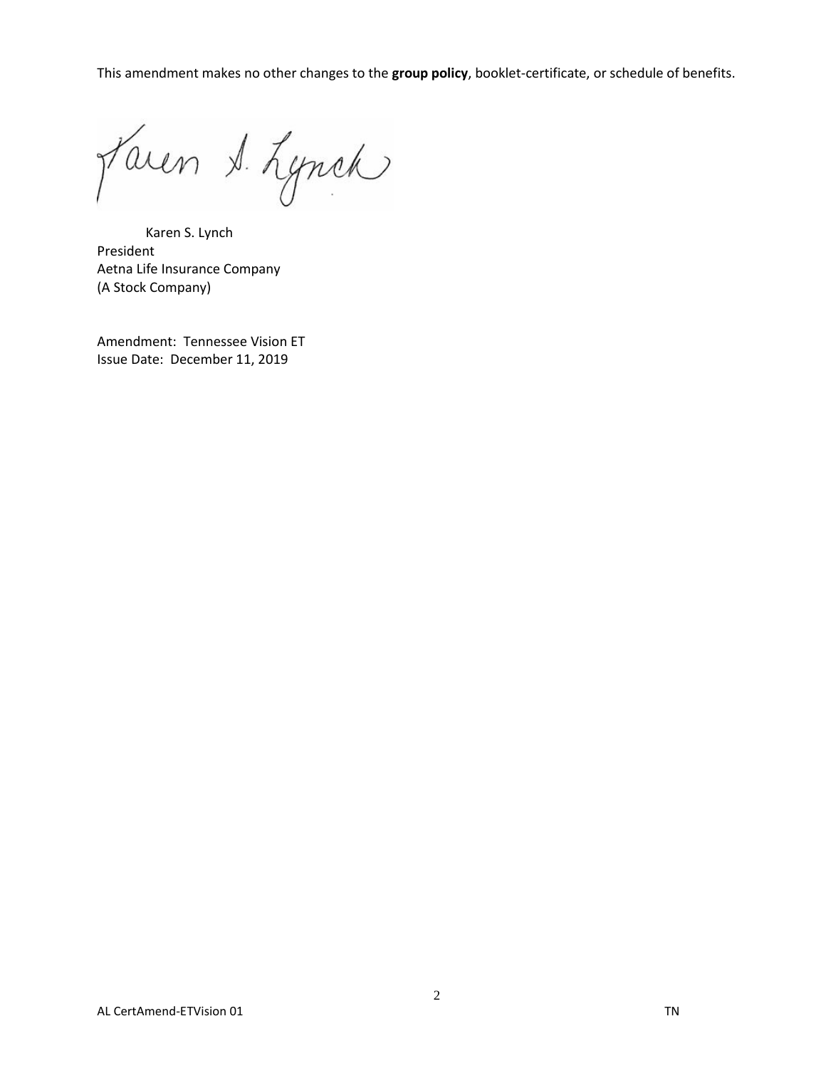This amendment makes no other changes to the **group policy**, booklet-certificate, or schedule of benefits.

Karen S. Lynch
President
Aetna Life Insurance Company
(A Stock Company)

Amendment: Tennessee Vision ET
Issue Date: December 11, 2019

AL CertAmend-ETVision 01 TN